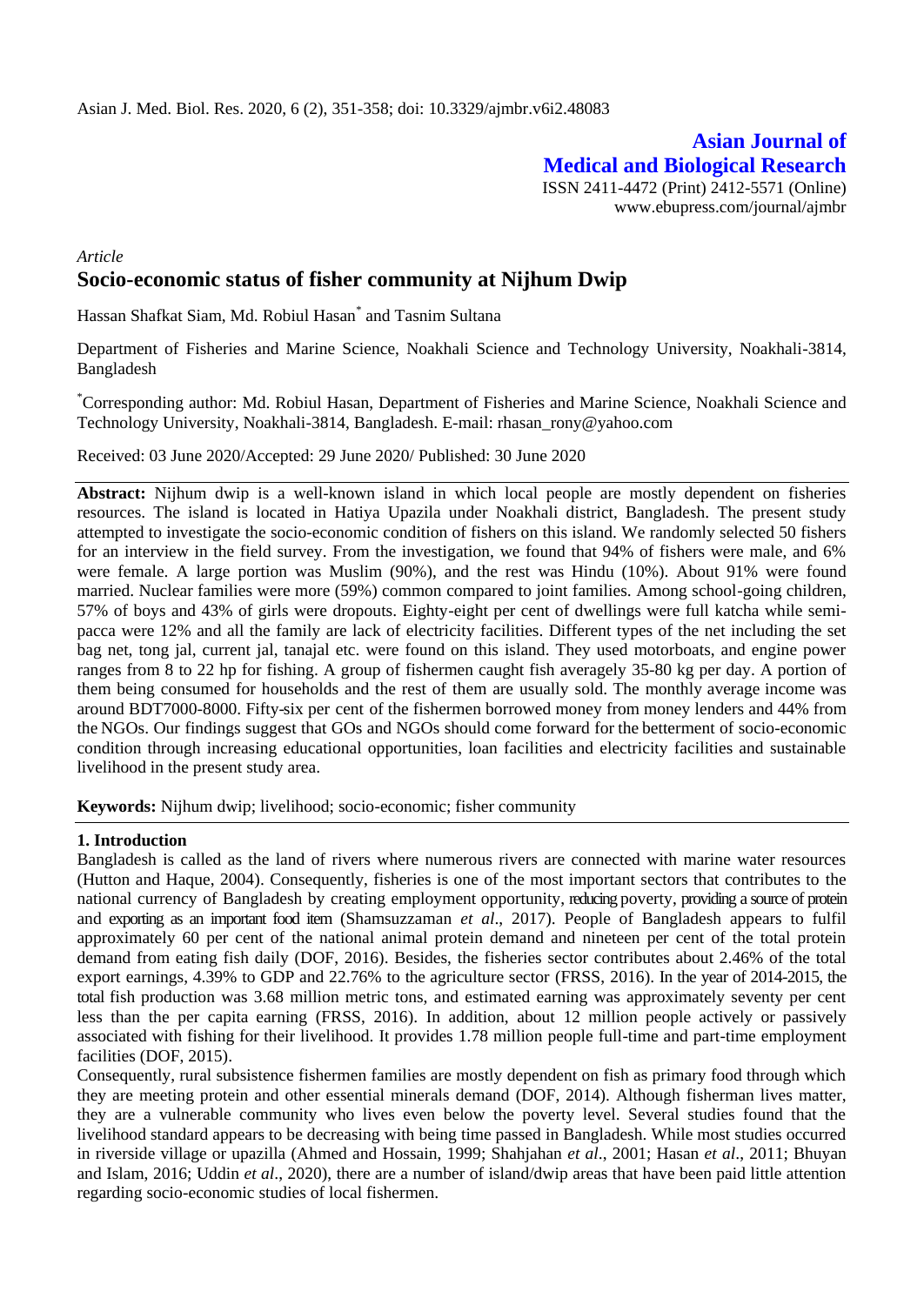**Asian Journal of Medical and Biological Research**

ISSN 2411-4472 (Print) 2412-5571 (Online)
www.ebupress.com/journal/ajmbr

*Article*

# Socio-economic status of fisher community at Nijhum Dwip

Hassan Shafkat Siam, Md. Robiul Hasan[*] and Tasnim Sultana

Department of Fisheries and Marine Science, Noakhali Science and Technology University, Noakhali-3814, Bangladesh

[*]Corresponding author: Md. Robiul Hasan, Department of Fisheries and Marine Science, Noakhali Science and Technology University, Noakhali-3814, Bangladesh. E-mail: rhasan_rony@yahoo.com

Received: 03 June 2020/Accepted: 29 June 2020/ Published: 30 June 2020

**Abstract:** Nijhum dwip is a well-known island in which local people are mostly dependent on fisheries resources. The island is located in Hatiya Upazila under Noakhali district, Bangladesh. The present study attempted to investigate the socio-economic condition of fishers on this island. We randomly selected 50 fishers for an interview in the field survey. From the investigation, we found that 94% of fishers were male, and 6% were female. A large portion was Muslim (90%), and the rest was Hindu (10%). About 91% were found married. Nuclear families were more (59%) common compared to joint families. Among school-going children, 57% of boys and 43% of girls were dropouts. Eighty-eight per cent of dwellings were full katcha while semi-pacca were 12% and all the family are lack of electricity facilities. Different types of the net including the set bag net, tong jal, current jal, tanajal etc. were found on this island. They used motorboats, and engine power ranges from 8 to 22 hp for fishing. A group of fishermen caught fish averagely 35-80 kg per day. A portion of them being consumed for households and the rest of them are usually sold. The monthly average income was around BDT7000-8000. Fifty-six per cent of the fishermen borrowed money from money lenders and 44% from the NGOs. Our findings suggest that GOs and NGOs should come forward for the betterment of socio-economic condition through increasing educational opportunities, loan facilities and electricity facilities and sustainable livelihood in the present study area.

**Keywords:** Nijhum dwip; livelihood; socio-economic; fisher community

## 1. Introduction

Bangladesh is called as the land of rivers where numerous rivers are connected with marine water resources (Hutton and Haque, 2004). Consequently, fisheries is one of the most important sectors that contributes to the national currency of Bangladesh by creating employment opportunity, reducing poverty, providing a source of protein and exporting as an important food item (Shamsuzzaman *et al*., 2017). People of Bangladesh appears to fulfil approximately 60 per cent of the national animal protein demand and nineteen per cent of the total protein demand from eating fish daily (DOF, 2016). Besides, the fisheries sector contributes about 2.46% of the total export earnings, 4.39% to GDP and 22.76% to the agriculture sector (FRSS, 2016). In the year of 2014-2015, the total fish production was 3.68 million metric tons, and estimated earning was approximately seventy per cent less than the per capita earning (FRSS, 2016). In addition, about 12 million people actively or passively associated with fishing for their livelihood. It provides 1.78 million people full-time and part-time employment facilities (DOF, 2015).

Consequently, rural subsistence fishermen families are mostly dependent on fish as primary food through which they are meeting protein and other essential minerals demand (DOF, 2014). Although fisherman lives matter, they are a vulnerable community who lives even below the poverty level. Several studies found that the livelihood standard appears to be decreasing with being time passed in Bangladesh. While most studies occurred in riverside village or upazilla (Ahmed and Hossain, 1999; Shahjahan *et al*., 2001; Hasan *et al*., 2011; Bhuyan and Islam, 2016; Uddin *et al*., 2020), there are a number of island/dwip areas that have been paid little attention regarding socio-economic studies of local fishermen.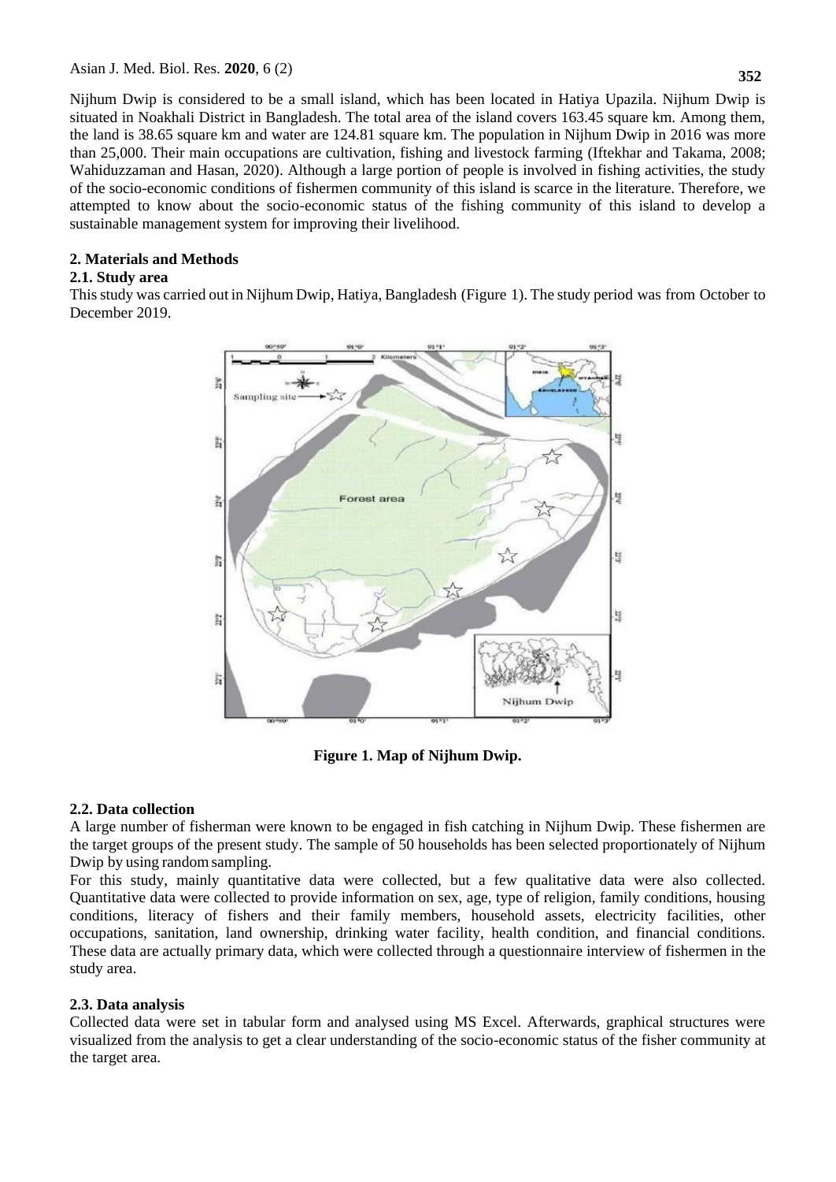Nijhum Dwip is considered to be a small island, which has been located in Hatiya Upazila. Nijhum Dwip is situated in Noakhali District in Bangladesh. The total area of the island covers 163.45 square km. Among them, the land is 38.65 square km and water are 124.81 square km. The population in Nijhum Dwip in 2016 was more than 25,000. Their main occupations are cultivation, fishing and livestock farming (Iftekhar and Takama, 2008; Wahiduzzaman and Hasan, 2020). Although a large portion of people is involved in fishing activities, the study of the socio-economic conditions of fishermen community of this island is scarce in the literature. Therefore, we attempted to know about the socio-economic status of the fishing community of this island to develop a sustainable management system for improving their livelihood.

## 2. Materials and Methods

### 2.1. Study area

This study was carried out in Nijhum Dwip, Hatiya, Bangladesh (Figure 1). The study period was from October to December 2019.

**Figure 1. Map of Nijhum Dwip.**

### 2.2. Data collection

A large number of fisherman were known to be engaged in fish catching in Nijhum Dwip. These fishermen are the target groups of the present study. The sample of 50 households has been selected proportionately of Nijhum Dwip by using random sampling.

For this study, mainly quantitative data were collected, but a few qualitative data were also collected. Quantitative data were collected to provide information on sex, age, type of religion, family conditions, housing conditions, literacy of fishers and their family members, household assets, electricity facilities, other occupations, sanitation, land ownership, drinking water facility, health condition, and financial conditions. These data are actually primary data, which were collected through a questionnaire interview of fishermen in the study area.

### 2.3. Data analysis

Collected data were set in tabular form and analysed using MS Excel. Afterwards, graphical structures were visualized from the analysis to get a clear understanding of the socio-economic status of the fisher community at the target area.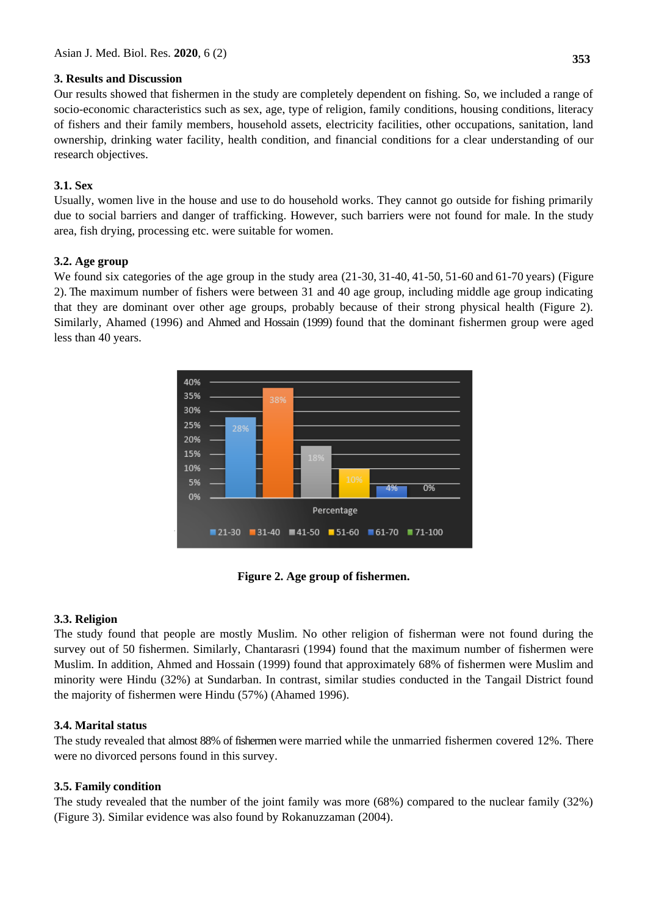## 3. Results and Discussion

Our results showed that fishermen in the study are completely dependent on fishing. So, we included a range of socio-economic characteristics such as sex, age, type of religion, family conditions, housing conditions, literacy of fishers and their family members, household assets, electricity facilities, other occupations, sanitation, land ownership, drinking water facility, health condition, and financial conditions for a clear understanding of our research objectives.

### 3.1. Sex

Usually, women live in the house and use to do household works. They cannot go outside for fishing primarily due to social barriers and danger of trafficking. However, such barriers were not found for male. In the study area, fish drying, processing etc. were suitable for women.

### 3.2. Age group

We found six categories of the age group in the study area (21-30, 31-40, 41-50, 51-60 and 61-70 years) (Figure 2). The maximum number of fishers were between 31 and 40 age group, including middle age group indicating that they are dominant over other age groups, probably because of their strong physical health (Figure 2). Similarly, Ahamed (1996) and Ahmed and Hossain (1999) found that the dominant fishermen group were aged less than 40 years.

**Figure 2. Age group of fishermen.**

### 3.3. Religion

The study found that people are mostly Muslim. No other religion of fisherman were not found during the survey out of 50 fishermen. Similarly, Chantarasri (1994) found that the maximum number of fishermen were Muslim. In addition, Ahmed and Hossain (1999) found that approximately 68% of fishermen were Muslim and minority were Hindu (32%) at Sundarban. In contrast, similar studies conducted in the Tangail District found the majority of fishermen were Hindu (57%) (Ahamed 1996).

### 3.4. Marital status

The study revealed that almost 88% of fishermen were married while the unmarried fishermen covered 12%. There were no divorced persons found in this survey.

### 3.5. Family condition

The study revealed that the number of the joint family was more (68%) compared to the nuclear family (32%) (Figure 3). Similar evidence was also found by Rokanuzzaman (2004).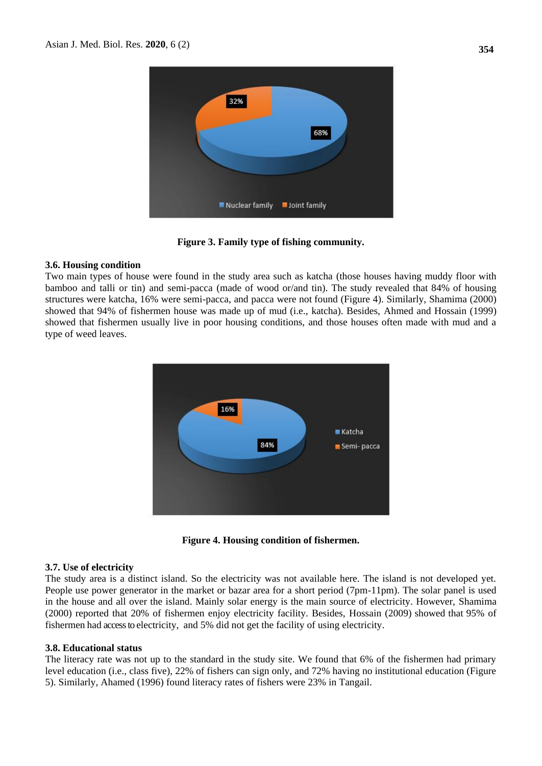Figure 3. Family type of fishing community.

### 3.6. Housing condition

Two main types of house were found in the study area such as katcha (those houses having muddy floor with bamboo and talli or tin) and semi-pacca (made of wood or/and tin). The study revealed that 84% of housing structures were katcha, 16% were semi-pacca, and pacca were not found (Figure 4). Similarly, Shamima (2000) showed that 94% of fishermen house was made up of mud (i.e., katcha). Besides, Ahmed and Hossain (1999) showed that fishermen usually live in poor housing conditions, and those houses often made with mud and a type of weed leaves.

Figure 4. Housing condition of fishermen.

### 3.7. Use of electricity

The study area is a distinct island. So the electricity was not available here. The island is not developed yet. People use power generator in the market or bazar area for a short period (7pm-11pm). The solar panel is used in the house and all over the island. Mainly solar energy is the main source of electricity. However, Shamima (2000) reported that 20% of fishermen enjoy electricity facility. Besides, Hossain (2009) showed that 95% of fishermen had access to electricity, and 5% did not get the facility of using electricity.

### 3.8. Educational status

The literacy rate was not up to the standard in the study site. We found that 6% of the fishermen had primary level education (i.e., class five), 22% of fishers can sign only, and 72% having no institutional education (Figure 5). Similarly, Ahamed (1996) found literacy rates of fishers were 23% in Tangail.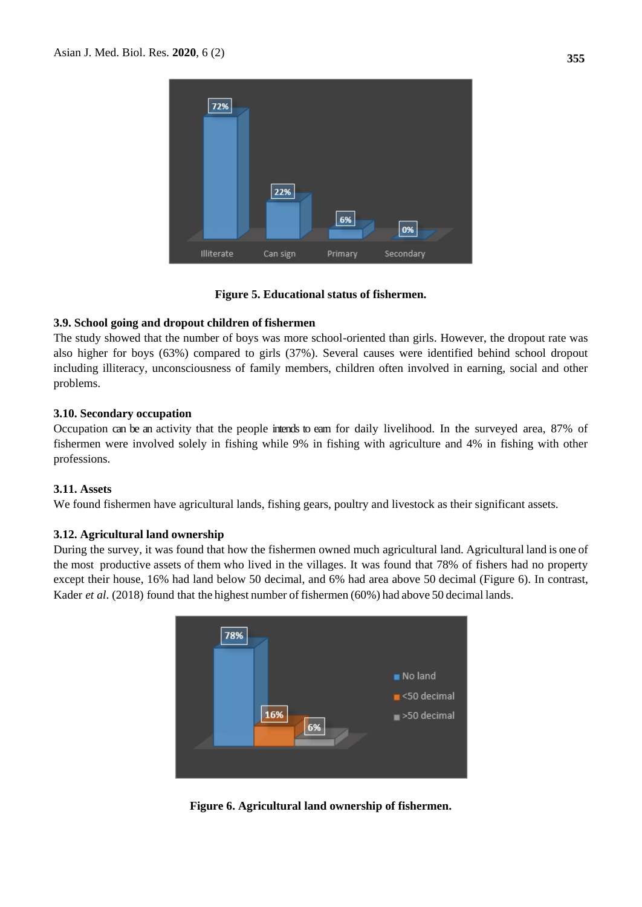Figure 5. Educational status of fishermen.

### 3.9. School going and dropout children of fishermen

The study showed that the number of boys was more school-oriented than girls. However, the dropout rate was also higher for boys (63%) compared to girls (37%). Several causes were identified behind school dropout including illiteracy, unconsciousness of family members, children often involved in earning, social and other problems.

### 3.10. Secondary occupation

Occupation can be an activity that the people intends to earn for daily livelihood. In the surveyed area, 87% of fishermen were involved solely in fishing while 9% in fishing with agriculture and 4% in fishing with other professions.

### 3.11. Assets

We found fishermen have agricultural lands, fishing gears, poultry and livestock as their significant assets.

### 3.12. Agricultural land ownership

During the survey, it was found that how the fishermen owned much agricultural land. Agricultural land is one of the most productive assets of them who lived in the villages. It was found that 78% of fishers had no property except their house, 16% had land below 50 decimal, and 6% had area above 50 decimal (Figure 6). In contrast, Kader *et al*. (2018) found that the highest number of fishermen (60%) had above 50 decimal lands.

Figure 6. Agricultural land ownership of fishermen.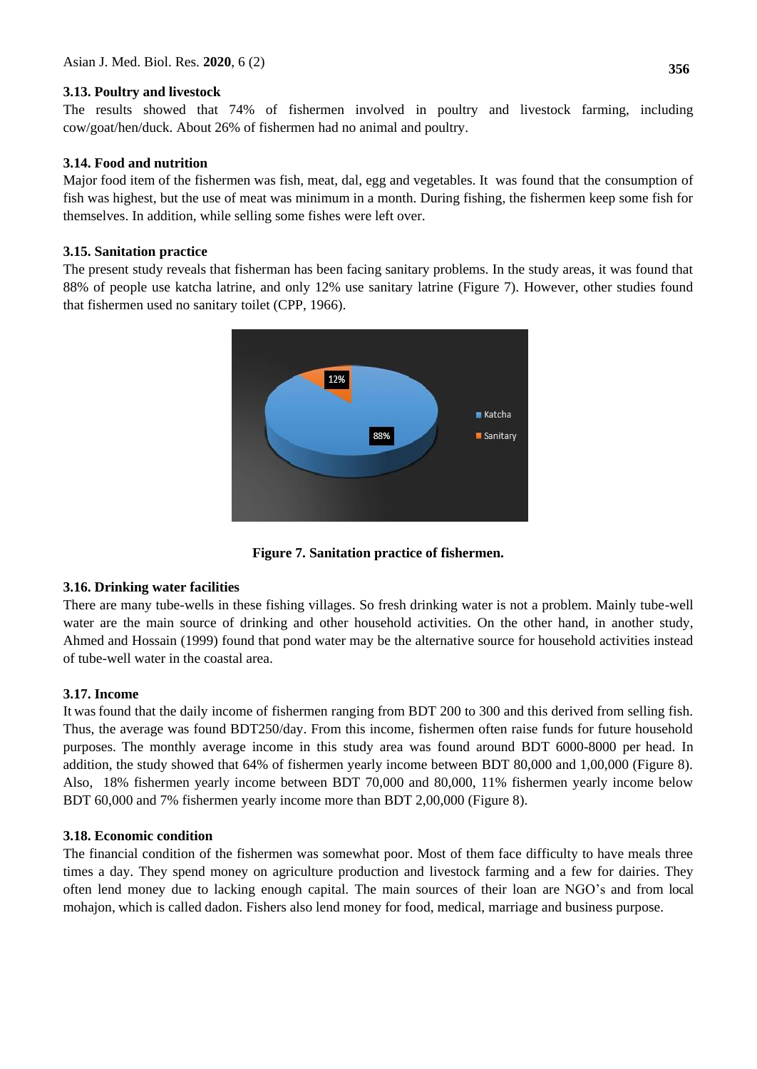### 3.13. Poultry and livestock

The results showed that 74% of fishermen involved in poultry and livestock farming, including cow/goat/hen/duck. About 26% of fishermen had no animal and poultry.

### 3.14. Food and nutrition

Major food item of the fishermen was fish, meat, dal, egg and vegetables. It was found that the consumption of fish was highest, but the use of meat was minimum in a month. During fishing, the fishermen keep some fish for themselves. In addition, while selling some fishes were left over.

### 3.15. Sanitation practice

The present study reveals that fisherman has been facing sanitary problems. In the study areas, it was found that 88% of people use katcha latrine, and only 12% use sanitary latrine (Figure 7). However, other studies found that fishermen used no sanitary toilet (CPP, 1966).

**Figure 7. Sanitation practice of fishermen.**

### 3.16. Drinking water facilities

There are many tube-wells in these fishing villages. So fresh drinking water is not a problem. Mainly tube-well water are the main source of drinking and other household activities. On the other hand, in another study, Ahmed and Hossain (1999) found that pond water may be the alternative source for household activities instead of tube-well water in the coastal area.

### 3.17. Income

It was found that the daily income of fishermen ranging from BDT 200 to 300 and this derived from selling fish. Thus, the average was found BDT250/day. From this income, fishermen often raise funds for future household purposes. The monthly average income in this study area was found around BDT 6000-8000 per head. In addition, the study showed that 64% of fishermen yearly income between BDT 80,000 and 1,00,000 (Figure 8). Also, 18% fishermen yearly income between BDT 70,000 and 80,000, 11% fishermen yearly income below BDT 60,000 and 7% fishermen yearly income more than BDT 2,00,000 (Figure 8).

### 3.18. Economic condition

The financial condition of the fishermen was somewhat poor. Most of them face difficulty to have meals three times a day. They spend money on agriculture production and livestock farming and a few for dairies. They often lend money due to lacking enough capital. The main sources of their loan are NGO's and from local mohajon, which is called dadon. Fishers also lend money for food, medical, marriage and business purpose.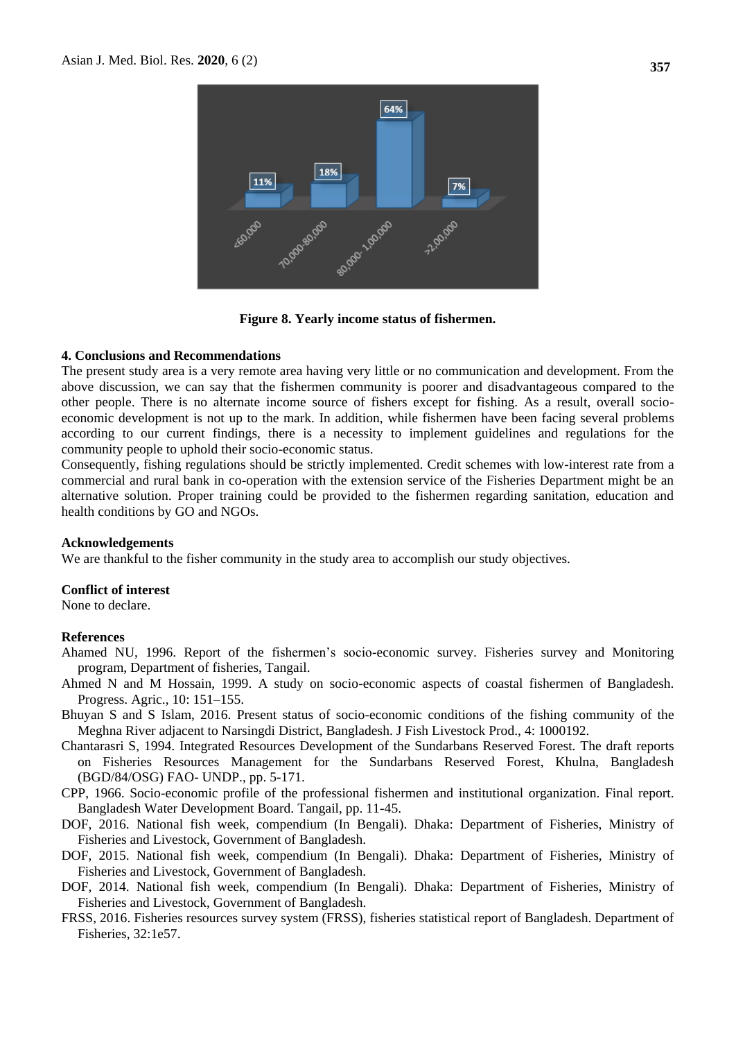**Figure 8. Yearly income status of fishermen.**

### 4. Conclusions and Recommendations

The present study area is a very remote area having very little or no communication and development. From the above discussion, we can say that the fishermen community is poorer and disadvantageous compared to the other people. There is no alternate income source of fishers except for fishing. As a result, overall socio-economic development is not up to the mark. In addition, while fishermen have been facing several problems according to our current findings, there is a necessity to implement guidelines and regulations for the community people to uphold their socio-economic status.

Consequently, fishing regulations should be strictly implemented. Credit schemes with low-interest rate from a commercial and rural bank in co-operation with the extension service of the Fisheries Department might be an alternative solution. Proper training could be provided to the fishermen regarding sanitation, education and health conditions by GO and NGOs.

### Acknowledgements

We are thankful to the fisher community in the study area to accomplish our study objectives.

### Conflict of interest

None to declare.

### References

Ahamed NU, 1996. Report of the fishermen's socio-economic survey. Fisheries survey and Monitoring program, Department of fisheries, Tangail.

Ahmed N and M Hossain, 1999. A study on socio-economic aspects of coastal fishermen of Bangladesh. Progress. Agric., 10: 151–155.

Bhuyan S and S Islam, 2016. Present status of socio-economic conditions of the fishing community of the Meghna River adjacent to Narsingdi District, Bangladesh. J Fish Livestock Prod., 4: 1000192.

Chantarasri S, 1994. Integrated Resources Development of the Sundarbans Reserved Forest. The draft reports on Fisheries Resources Management for the Sundarbans Reserved Forest, Khulna, Bangladesh (BGD/84/OSG) FAO- UNDP., pp. 5-171.

CPP, 1966. Socio-economic profile of the professional fishermen and institutional organization. Final report. Bangladesh Water Development Board. Tangail, pp. 11-45.

DOF, 2016. National fish week, compendium (In Bengali). Dhaka: Department of Fisheries, Ministry of Fisheries and Livestock, Government of Bangladesh.

DOF, 2015. National fish week, compendium (In Bengali). Dhaka: Department of Fisheries, Ministry of Fisheries and Livestock, Government of Bangladesh.

DOF, 2014. National fish week, compendium (In Bengali). Dhaka: Department of Fisheries, Ministry of Fisheries and Livestock, Government of Bangladesh.

FRSS, 2016. Fisheries resources survey system (FRSS), fisheries statistical report of Bangladesh. Department of Fisheries, 32:1e57.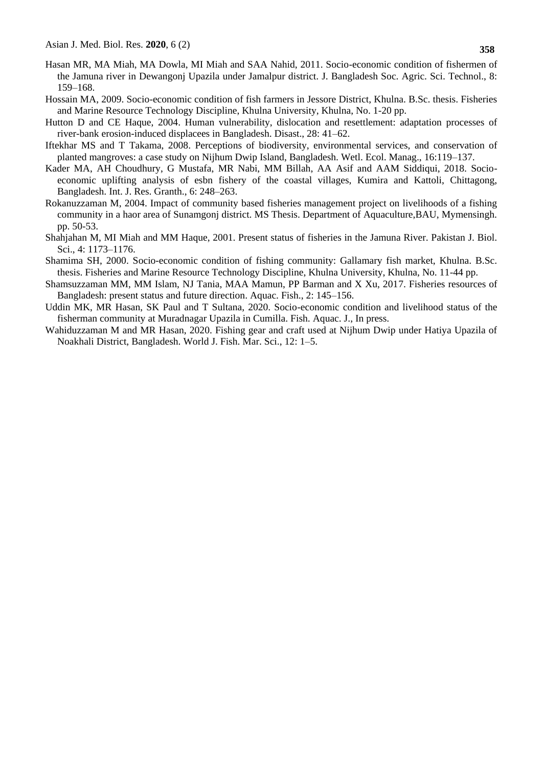Hasan MR, MA Miah, MA Dowla, MI Miah and SAA Nahid, 2011. Socio-economic condition of fishermen of the Jamuna river in Dewangonj Upazila under Jamalpur district. J. Bangladesh Soc. Agric. Sci. Technol., 8: 159–168.

Hossain MA, 2009. Socio-economic condition of fish farmers in Jessore District, Khulna. B.Sc. thesis. Fisheries and Marine Resource Technology Discipline, Khulna University, Khulna, No. 1-20 pp.

Hutton D and CE Haque, 2004. Human vulnerability, dislocation and resettlement: adaptation processes of river-bank erosion-induced displacees in Bangladesh. Disast., 28: 41–62.

Iftekhar MS and T Takama, 2008. Perceptions of biodiversity, environmental services, and conservation of planted mangroves: a case study on Nijhum Dwip Island, Bangladesh. Wetl. Ecol. Manag., 16:119–137.

Kader MA, AH Choudhury, G Mustafa, MR Nabi, MM Billah, AA Asif and AAM Siddiqui, 2018. Socio-economic uplifting analysis of esbn fishery of the coastal villages, Kumira and Kattoli, Chittagong, Bangladesh. Int. J. Res. Granth., 6: 248–263.

Rokanuzzaman M, 2004. Impact of community based fisheries management project on livelihoods of a fishing community in a haor area of Sunamgonj district. MS Thesis. Department of Aquaculture,BAU, Mymensingh. pp. 50-53.

Shahjahan M, MI Miah and MM Haque, 2001. Present status of fisheries in the Jamuna River. Pakistan J. Biol. Sci., 4: 1173–1176.

Shamima SH, 2000. Socio-economic condition of fishing community: Gallamary fish market, Khulna. B.Sc. thesis. Fisheries and Marine Resource Technology Discipline, Khulna University, Khulna, No. 11-44 pp.

Shamsuzzaman MM, MM Islam, NJ Tania, MAA Mamun, PP Barman and X Xu, 2017. Fisheries resources of Bangladesh: present status and future direction. Aquac. Fish., 2: 145–156.

Uddin MK, MR Hasan, SK Paul and T Sultana, 2020. Socio-economic condition and livelihood status of the fisherman community at Muradnagar Upazila in Cumilla. Fish. Aquac. J., In press.

Wahiduzzaman M and MR Hasan, 2020. Fishing gear and craft used at Nijhum Dwip under Hatiya Upazila of Noakhali District, Bangladesh. World J. Fish. Mar. Sci., 12: 1–5.